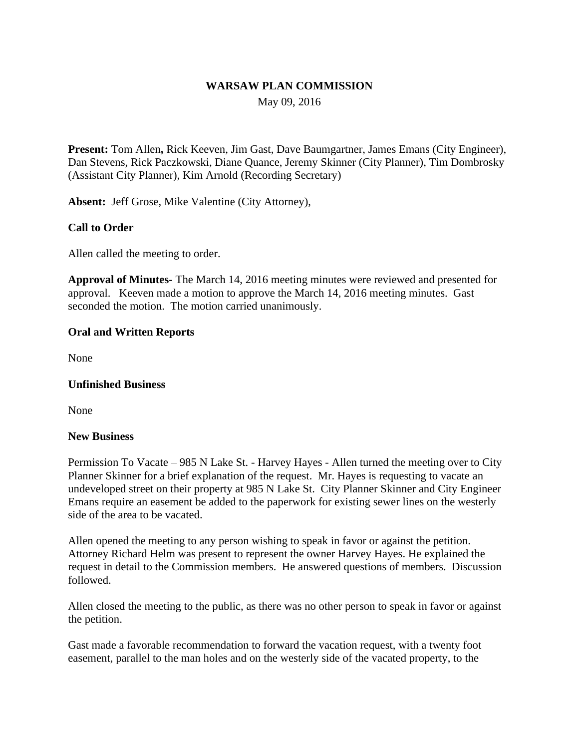# WARSAW PLAN COMMISSION

May 09, 2016

**Present:** Tom Allen**,** Rick Keeven, Jim Gast, Dave Baumgartner, James Emans (City Engineer), Dan Stevens, Rick Paczkowski, Diane Quance, Jeremy Skinner (City Planner), Tim Dombrosky (Assistant City Planner), Kim Arnold (Recording Secretary)

**Absent:** Jeff Grose, Mike Valentine (City Attorney),

**Call to Order**

Allen called the meeting to order.

**Approval of Minutes-** The March 14, 2016 meeting minutes were reviewed and presented for approval. Keeven made a motion to approve the March 14, 2016 meeting minutes. Gast seconded the motion. The motion carried unanimously.

**Oral and Written Reports**

None

**Unfinished Business**

None

**New Business**

Permission To Vacate – 985 N Lake St. - Harvey Hayes - Allen turned the meeting over to City Planner Skinner for a brief explanation of the request. Mr. Hayes is requesting to vacate an undeveloped street on their property at 985 N Lake St. City Planner Skinner and City Engineer Emans require an easement be added to the paperwork for existing sewer lines on the westerly side of the area to be vacated.

Allen opened the meeting to any person wishing to speak in favor or against the petition. Attorney Richard Helm was present to represent the owner Harvey Hayes. He explained the request in detail to the Commission members. He answered questions of members. Discussion followed.

Allen closed the meeting to the public, as there was no other person to speak in favor or against the petition.

Gast made a favorable recommendation to forward the vacation request, with a twenty foot easement, parallel to the man holes and on the westerly side of the vacated property, to the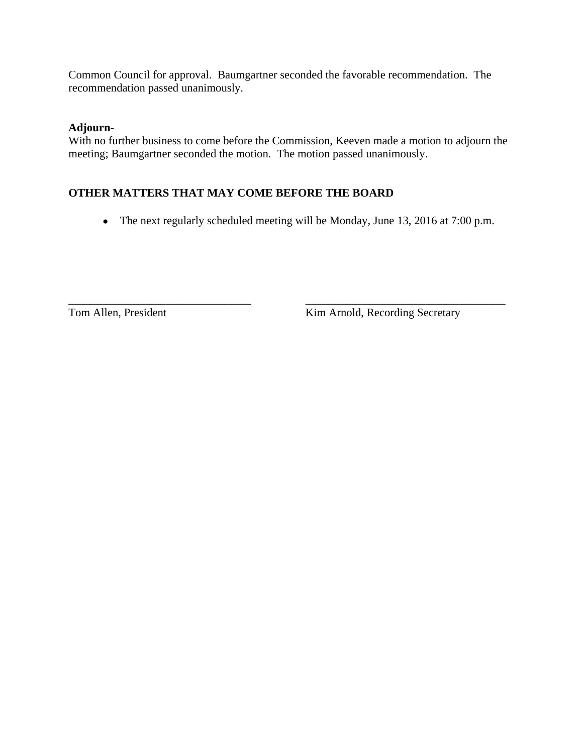Common Council for approval. Baumgartner seconded the favorable recommendation. The recommendation passed unanimously.

**Adjourn-**

With no further business to come before the Commission, Keeven made a motion to adjourn the meeting; Baumgartner seconded the motion. The motion passed unanimously.

**OTHER MATTERS THAT MAY COME BEFORE THE BOARD**

- The next regularly scheduled meeting will be Monday, June 13, 2016 at 7:00 p.m.

_______________________________ Tom Allen, President

_______________________________ Kim Arnold, Recording Secretary